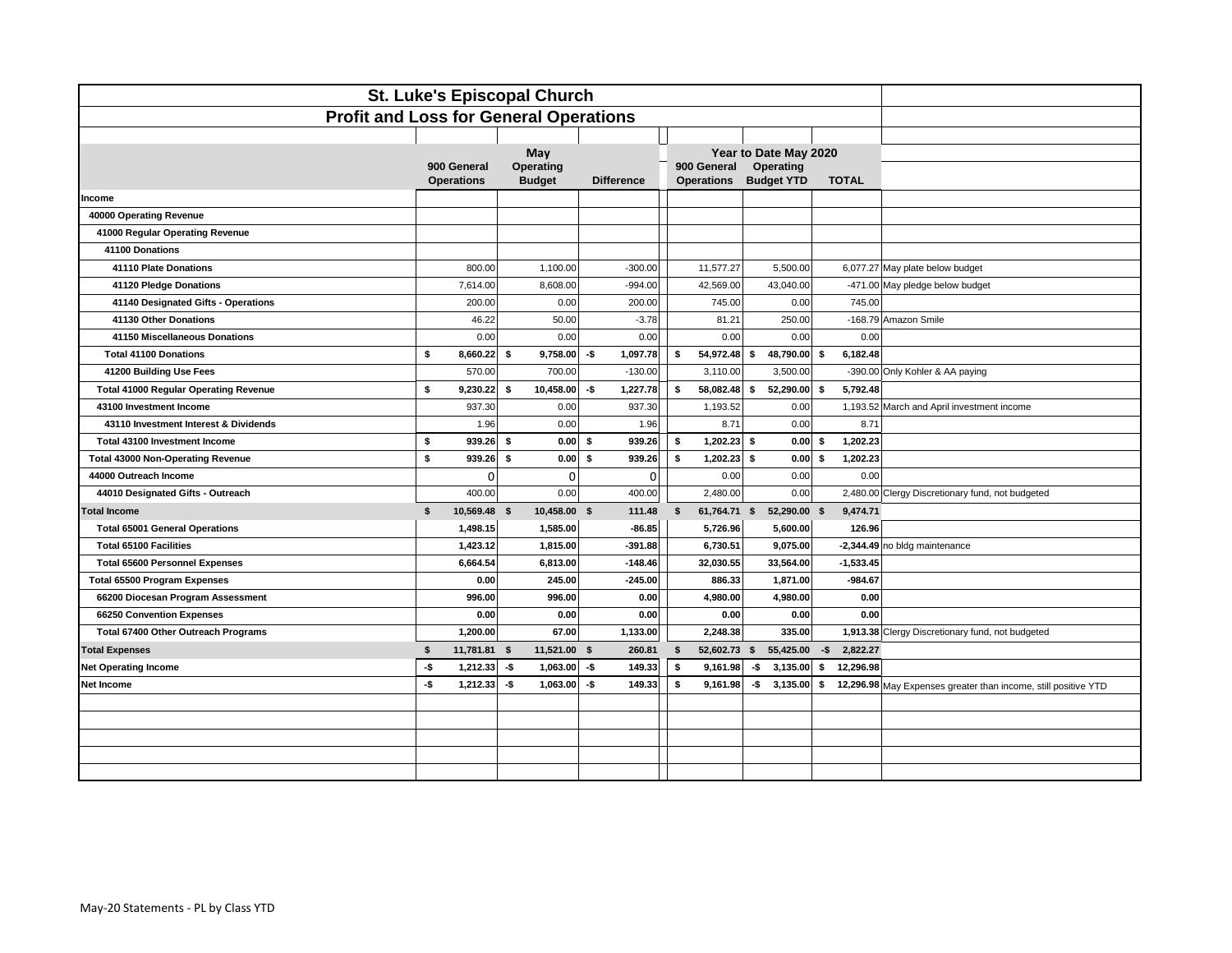# St. Luke's Episcopal Church

## Profit and Loss for General Operations

| | May | | | Year to Date May 2020 | | | |
|---|---|---|---|---|---|---|---|
| | 900 General Operations | Operating Budget | Difference | 900 General Operations | Operating Budget YTD | TOTAL | |
| **Income** | | | | | | | |
| **40000 Operating Revenue** | | | | | | | |
| **41000 Regular Operating Revenue** | | | | | | | |
| **41100 Donations** | | | | | | | |
| **41110 Plate Donations** | 800.00 | 1,100.00 | -300.00 | 11,577.27 | 5,500.00 | 6,077.27 | May plate below budget |
| **41120 Pledge Donations** | 7,614.00 | 8,608.00 | -994.00 | 42,569.00 | 43,040.00 | -471.00 | May pledge below budget |
| **41140 Designated Gifts - Operations** | 200.00 | 0.00 | 200.00 | 745.00 | 0.00 | 745.00 | |
| **41130 Other Donations** | 46.22 | 50.00 | -3.78 | 81.21 | 250.00 | -168.79 | Amazon Smile |
| **41150 Miscellaneous Donations** | 0.00 | 0.00 | 0.00 | 0.00 | 0.00 | 0.00 | |
| **Total 41100 Donations** | $ 8,660.22 | $ 9,758.00 | -$ 1,097.78 | $ 54,972.48 | $ 48,790.00 | $ 6,182.48 | |
| **41200 Building Use Fees** | 570.00 | 700.00 | -130.00 | 3,110.00 | 3,500.00 | -390.00 | Only Kohler & AA paying |
| **Total 41000 Regular Operating Revenue** | $ 9,230.22 | $ 10,458.00 | -$ 1,227.78 | $ 58,082.48 | $ 52,290.00 | $ 5,792.48 | |
| **43100 Investment Income** | 937.30 | 0.00 | 937.30 | 1,193.52 | 0.00 | 1,193.52 | March and April investment income |
| **43110 Investment Interest & Dividends** | 1.96 | 0.00 | 1.96 | 8.71 | 0.00 | 8.71 | |
| **Total 43100 Investment Income** | $ 939.26 | $ 0.00 | $ 939.26 | $ 1,202.23 | $ 0.00 | $ 1,202.23 | |
| **Total 43000 Non-Operating Revenue** | $ 939.26 | $ 0.00 | $ 939.26 | $ 1,202.23 | $ 0.00 | $ 1,202.23 | |
| **44000 Outreach Income** | 0 | 0 | 0 | 0.00 | 0.00 | 0.00 | |
| **44010 Designated Gifts - Outreach** | 400.00 | 0.00 | 400.00 | 2,480.00 | 0.00 | 2,480.00 | Clergy Discretionary fund, not budgeted |
| **Total Income** | $ 10,569.48 | $ 10,458.00 | $ 111.48 | $ 61,764.71 | $ 52,290.00 | $ 9,474.71 | |
| **Total 65001 General Operations** | 1,498.15 | 1,585.00 | -86.85 | 5,726.96 | 5,600.00 | 126.96 | |
| **Total 65100 Facilities** | 1,423.12 | 1,815.00 | -391.88 | 6,730.51 | 9,075.00 | -2,344.49 | no bldg maintenance |
| **Total 65600 Personnel Expenses** | 6,664.54 | 6,813.00 | -148.46 | 32,030.55 | 33,564.00 | -1,533.45 | |
| **Total 65500 Program Expenses** | 0.00 | 245.00 | -245.00 | 886.33 | 1,871.00 | -984.67 | |
| **66200 Diocesan Program Assessment** | 996.00 | 996.00 | 0.00 | 4,980.00 | 4,980.00 | 0.00 | |
| **66250 Convention Expenses** | 0.00 | 0.00 | 0.00 | 0.00 | 0.00 | 0.00 | |
| **Total 67400 Other Outreach Programs** | 1,200.00 | 67.00 | 1,133.00 | 2,248.38 | 335.00 | 1,913.38 | Clergy Discretionary fund, not budgeted |
| **Total Expenses** | $ 11,781.81 | $ 11,521.00 | $ 260.81 | $ 52,602.73 | $ 55,425.00 | -$ 2,822.27 | |
| **Net Operating Income** | -$ 1,212.33 | -$ 1,063.00 | -$ 149.33 | $ 9,161.98 | -$ 3,135.00 | $ 12,296.98 | |
| **Net Income** | -$ 1,212.33 | -$ 1,063.00 | -$ 149.33 | $ 9,161.98 | -$ 3,135.00 | $ 12,296.98 | May Expenses greater than income, still positive YTD |

May-20 Statements - PL by Class YTD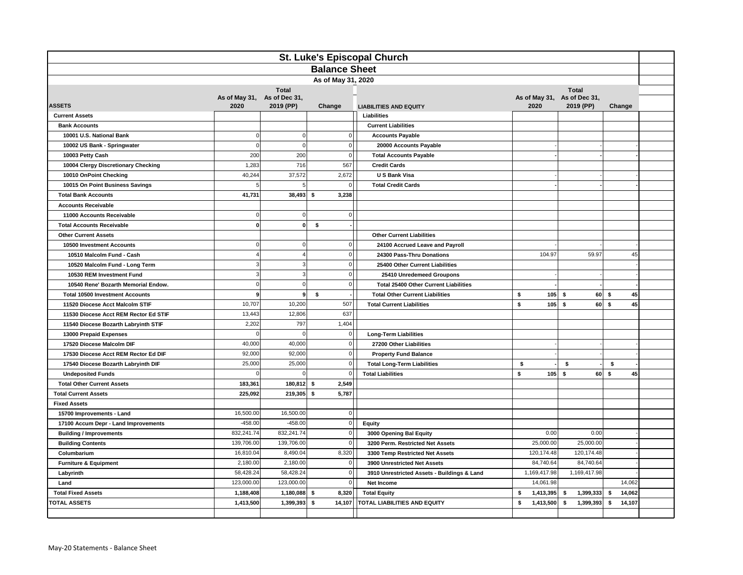# St. Luke's Episcopal Church

## Balance Sheet

### As of May 31, 2020

| ASSETS | As of May 31, 2020 | Total As of Dec 31, 2019 (PP) | Change | LIABILITIES AND EQUITY | As of May 31, 2020 | Total As of Dec 31, 2019 (PP) | Change |
|---|---|---|---|---|---|---|---|
| **Current Assets** | | | | **Liabilities** | | | |
| **Bank Accounts** | | | | **Current Liabilities** | | | |
| **10001 U.S. National Bank** | 0 | 0 | 0 | **Accounts Payable** | | | |
| **10002 US Bank - Springwater** | 0 | 0 | 0 | **20000 Accounts Payable** | - | - | - |
| **10003 Petty Cash** | 200 | 200 | 0 | **Total Accounts Payable** | - | - | - |
| **10004 Clergy Discretionary Checking** | 1,283 | 716 | 567 | **Credit Cards** | | | |
| **10010 OnPoint Checking** | 40,244 | 37,572 | 2,672 | **U S Bank Visa** | - | - | - |
| **10015 On Point Business Savings** | 5 | 5 | 0 | **Total Credit Cards** | - | - | - |
| **Total Bank Accounts** | **41,731** | **38,493** | **$ 3,238** | | | | |
| **Accounts Receivable** | | | | | | | |
| **11000 Accounts Receivable** | 0 | 0 | 0 | | | | |
| **Total Accounts Receivable** | **0** | **0** | **$ -** | | | | |
| **Other Current Assets** | | | | **Other Current Liabilities** | | | |
| **10500 Investment Accounts** | 0 | 0 | 0 | **24100 Accrued Leave and Payroll** | - | - | - |
| **10510 Malcolm Fund - Cash** | 4 | 4 | 0 | **24300 Pass-Thru Donations** | 104.97 | 59.97 | 45 |
| **10520 Malcolm Fund - Long Term** | 3 | 3 | 0 | **25400 Other Current Liabilities** | | | - |
| **10530 REM Investment Fund** | 3 | 3 | 0 | **25410 Unredemeed Groupons** | - | - | - |
| **10540 Rene' Bozarth Memorial Endow.** | 0 | 0 | 0 | **Total 25400 Other Current Liabilities** | - | - | - |
| **Total 10500 Investment Accounts** | **9** | **9** | **$ -** | **Total Other Current Liabilities** | **$ 105** | **$ 60** | **$ 45** |
| **11520 Diocese Acct Malcolm STIF** | 10,707 | 10,200 | 507 | **Total Current Liabilities** | **$ 105** | **$ 60** | **$ 45** |
| **11530 Diocese Acct REM Rector Ed STIF** | 13,443 | 12,806 | 637 | | | | |
| **11540 Diocese Bozarth Labryinth STIF** | 2,202 | 797 | 1,404 | | | | |
| **13000 Prepaid Expenses** | 0 | 0 | 0 | **Long-Term Liabilities** | | | |
| **17520 Diocese Malcolm DIF** | 40,000 | 40,000 | 0 | **27200 Other Liabilities** | - | - | - |
| **17530 Diocese Acct REM Rector Ed DIF** | 92,000 | 92,000 | 0 | **Property Fund Balance** | - | - | - |
| **17540 Diocese Bozarth Labryinth DIF** | 25,000 | 25,000 | 0 | **Total Long-Term Liabilities** | **$ -** | **$ -** | **$ -** |
| **Undeposited Funds** | 0 | 0 | 0 | **Total Liabilities** | **$ 105** | **$ 60** | **$ 45** |
| **Total Other Current Assets** | **183,361** | **180,812** | **$ 2,549** | | | | |
| **Total Current Assets** | **225,092** | **219,305** | **$ 5,787** | | | | |
| **Fixed Assets** | | | | | | | |
| **15700 Improvements - Land** | 16,500.00 | 16,500.00 | 0 | | | | |
| **17100 Accum Depr - Land Improvements** | -458.00 | -458.00 | 0 | **Equity** | | | |
| **Building / Improvements** | 832,241.74 | 832,241.74 | 0 | **3000 Opening Bal Equity** | 0.00 | 0.00 | - |
| **Building Contents** | 139,706.00 | 139,706.00 | 0 | **3200 Perm. Restricted Net Assets** | 25,000.00 | 25,000.00 | - |
| **Columbarium** | 16,810.04 | 8,490.04 | 8,320 | **3300 Temp Restricted Net Assets** | 120,174.48 | 120,174.48 | - |
| **Furniture & Equipment** | 2,180.00 | 2,180.00 | 0 | **3900 Unrestricted Net Assets** | 84,740.64 | 84,740.64 | - |
| **Labyrinth** | 58,428.24 | 58,428.24 | 0 | **3910 Unrestricted Assets - Buildings & Land** | 1,169,417.98 | 1,169,417.98 | - |
| **Land** | 123,000.00 | 123,000.00 | 0 | **Net Income** | 14,061.98 | | 14,062 |
| **Total Fixed Assets** | **1,188,408** | **1,180,088** | **$ 8,320** | **Total Equity** | **$ 1,413,395** | **$ 1,399,333** | **$ 14,062** |
| **TOTAL ASSETS** | **1,413,500** | **1,399,393** | **$ 14,107** | **TOTAL LIABILITIES AND EQUITY** | **$ 1,413,500** | **$ 1,399,393** | **$ 14,107** |

May-20 Statements - Balance Sheet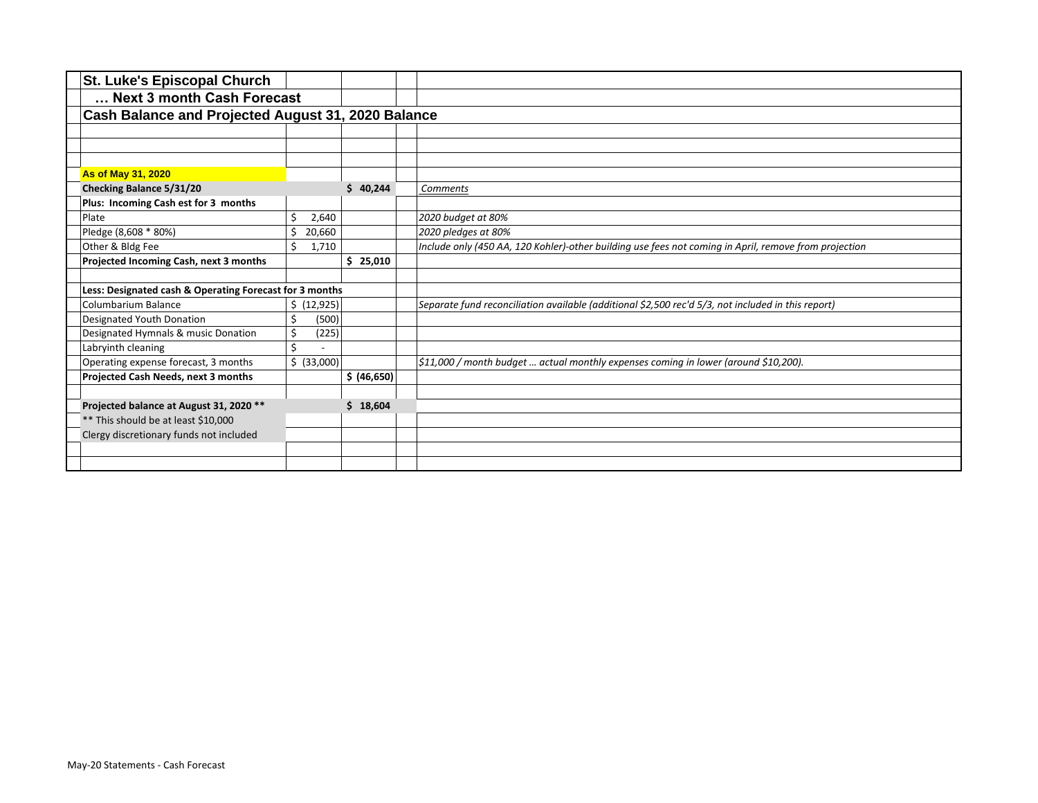# St. Luke's Episcopal Church

## … Next 3 month Cash Forecast

## Cash Balance and Projected August 31, 2020 Balance

| | | | |
|---|---|---|---|
| **As of May 31, 2020** | | | |
| **Checking Balance 5/31/20** | | **$ 40,244** | *Comments* |
| **Plus: Incoming Cash est for 3 months** | | | |
| Plate | $ 2,640 | | *2020 budget at 80%* |
| Pledge (8,608 * 80%) | $ 20,660 | | *2020 pledges at 80%* |
| Other & Bldg Fee | $ 1,710 | | *Include only (450 AA, 120 Kohler)-other building use fees not coming in April, remove from projection* |
| **Projected Incoming Cash, next 3 months** | | **$ 25,010** | |
| | | | |
| **Less: Designated cash & Operating Forecast for 3 months** | | | |
| Columbarium Balance | $ (12,925) | | *Separate fund reconciliation available (additional $2,500 rec'd 5/3, not included in this report)* |
| Designated Youth Donation | $ (500) | | |
| Designated Hymnals & music Donation | $ (225) | | |
| Labryinth cleaning | $ - | | |
| Operating expense forecast, 3 months | $ (33,000) | | *$11,000 / month budget … actual monthly expenses coming in lower (around $10,200).* |
| **Projected Cash Needs, next 3 months** | | **$ (46,650)** | |
| | | | |
| **Projected balance at August 31, 2020 ** ** | | **$ 18,604** | |
| ** This should be at least $10,000 | | | |
| Clergy discretionary funds not included | | | |